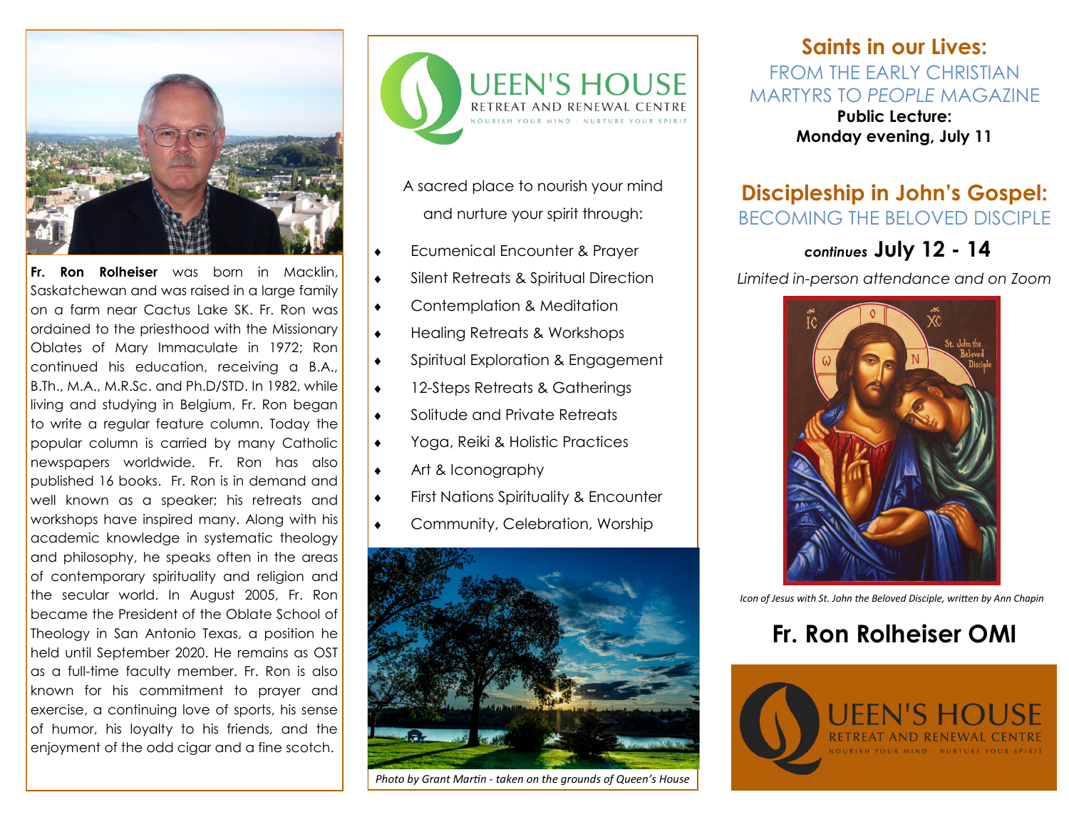**Fr. Ron Rolheiser** was born in Macklin, Saskatchewan and was raised in a large family on a farm near Cactus Lake SK. Fr. Ron was ordained to the priesthood with the Missionary Oblates of Mary Immaculate in 1972; Ron continued his education, receiving a B.A., B.Th., M.A., M.R.Sc. and Ph.D/STD. In 1982, while living and studying in Belgium, Fr. Ron began to write a regular feature column. Today the popular column is carried by many Catholic newspapers worldwide. Fr. Ron has also published 16 books. Fr. Ron is in demand and well known as a speaker; his retreats and workshops have inspired many. Along with his academic knowledge in systematic theology and philosophy, he speaks often in the areas of contemporary spirituality and religion and the secular world. In August 2005, Fr. Ron became the President of the Oblate School of Theology in San Antonio Texas, a position he held until September 2020. He remains as OST as a full-time faculty member. Fr. Ron is also known for his commitment to prayer and exercise, a continuing love of sports, his sense of humor, his loyalty to his friends, and the enjoyment of the odd cigar and a fine scotch.

# QUEEN'S HOUSE
RETREAT AND RENEWAL CENTRE
NOURISH YOUR MIND · NURTURE YOUR SPIRIT

A sacred place to nourish your mind and nurture your spirit through:

- Ecumenical Encounter & Prayer
- Silent Retreats & Spiritual Direction
- Contemplation & Meditation
- Healing Retreats & Workshops
- Spiritual Exploration & Engagement
- 12-Steps Retreats & Gatherings
- Solitude and Private Retreats
- Yoga, Reiki & Holistic Practices
- Art & Iconography
- First Nations Spirituality & Encounter
- Community, Celebration, Worship

*Photo by Grant Martin - taken on the grounds of Queen's House*

## Saints in our Lives:
FROM THE EARLY CHRISTIAN MARTYRS TO *PEOPLE* MAGAZINE

**Public Lecture:**
**Monday evening, July 11**

## Discipleship in John's Gospel:
BECOMING THE BELOVED DISCIPLE

***continues* July 12 - 14**

*Limited in-person attendance and on Zoom*

*Icon of Jesus with St. John the Beloved Disciple, written by Ann Chapin*

# Fr. Ron Rolheiser OMI

QUEEN'S HOUSE
RETREAT AND RENEWAL CENTRE
NOURISH YOUR MIND · NURTURE YOUR SPIRIT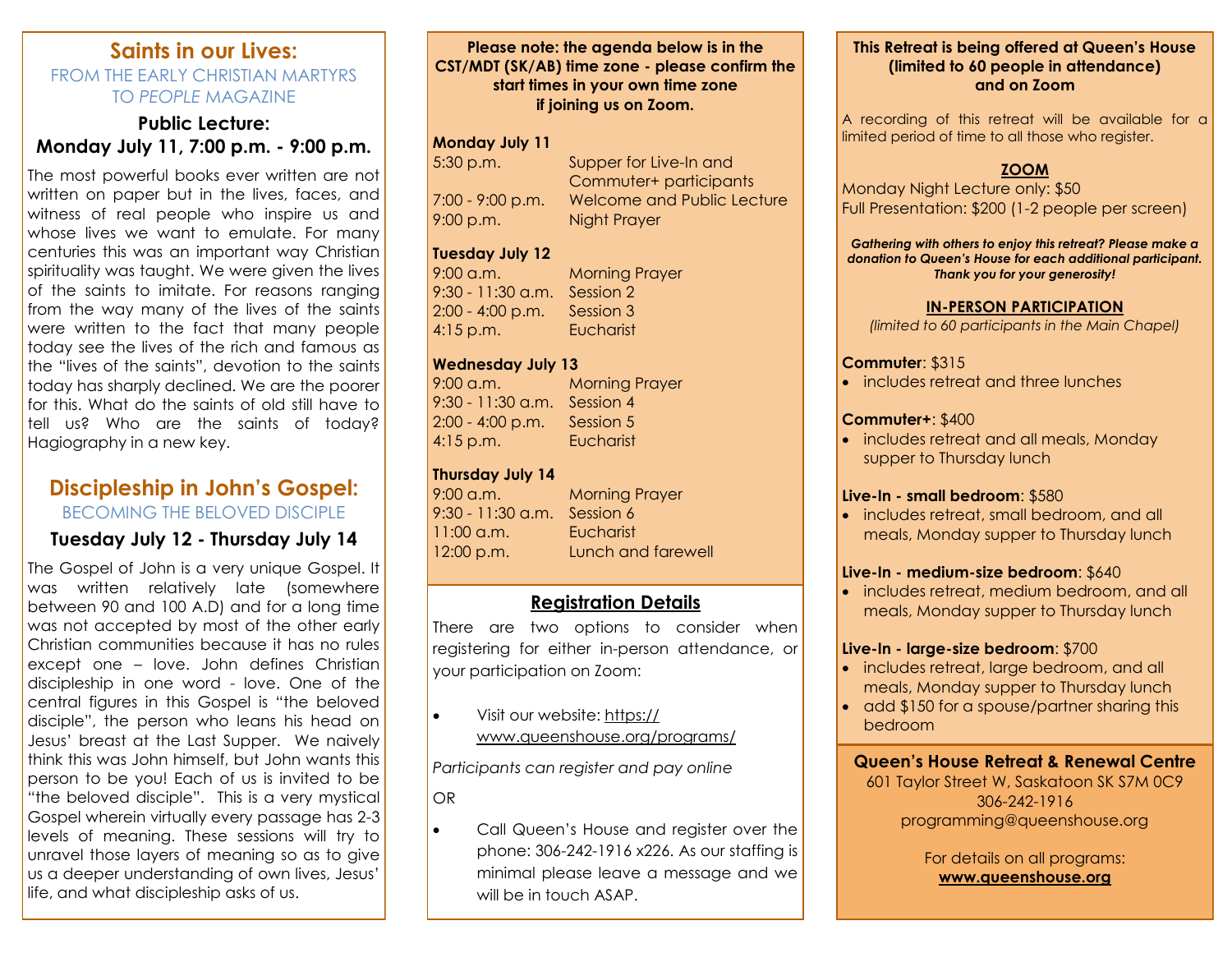## Saints in our Lives:

FROM THE EARLY CHRISTIAN MARTYRS TO *PEOPLE* MAGAZINE

### Public Lecture: Monday July 11, 7:00 p.m. - 9:00 p.m.

The most powerful books ever written are not written on paper but in the lives, faces, and witness of real people who inspire us and whose lives we want to emulate. For many centuries this was an important way Christian spirituality was taught. We were given the lives of the saints to imitate. For reasons ranging from the way many of the lives of the saints were written to the fact that many people today see the lives of the rich and famous as the "lives of the saints", devotion to the saints today has sharply declined. We are the poorer for this. What do the saints of old still have to tell us? Who are the saints of today? Hagiography in a new key.

## Discipleship in John's Gospel:

BECOMING THE BELOVED DISCIPLE

### Tuesday July 12 - Thursday July 14

The Gospel of John is a very unique Gospel. It was written relatively late (somewhere between 90 and 100 A.D) and for a long time was not accepted by most of the other early Christian communities because it has no rules except one – love. John defines Christian discipleship in one word - love. One of the central figures in this Gospel is "the beloved disciple", the person who leans his head on Jesus' breast at the Last Supper. We naively think this was John himself, but John wants this person to be you! Each of us is invited to be "the beloved disciple". This is a very mystical Gospel wherein virtually every passage has 2-3 levels of meaning. These sessions will try to unravel those layers of meaning so as to give us a deeper understanding of own lives, Jesus' life, and what discipleship asks of us.

**Please note: the agenda below is in the CST/MDT (SK/AB) time zone - please confirm the start times in your own time zone if joining us on Zoom.**

**Monday July 11**

| | |
|---|---|
| 5:30 p.m. | Supper for Live-In and Commuter+ participants |
| 7:00 - 9:00 p.m. | Welcome and Public Lecture |
| 9:00 p.m. | Night Prayer |

**Tuesday July 12**

| | |
|---|---|
| 9:00 a.m. | Morning Prayer |
| 9:30 - 11:30 a.m. | Session 2 |
| 2:00 - 4:00 p.m. | Session 3 |
| 4:15 p.m. | Eucharist |

**Wednesday July 13**

| | |
|---|---|
| 9:00 a.m. | Morning Prayer |
| 9:30 - 11:30 a.m. | Session 4 |
| 2:00 - 4:00 p.m. | Session 5 |
| 4:15 p.m. | Eucharist |

**Thursday July 14**

| | |
|---|---|
| 9:00 a.m. | Morning Prayer |
| 9:30 - 11:30 a.m. | Session 6 |
| 11:00 a.m. | Eucharist |
| 12:00 p.m. | Lunch and farewell |

## Registration Details

There are two options to consider when registering for either in-person attendance, or your participation on Zoom:

- Visit our website: https://www.queenshouse.org/programs/

*Participants can register and pay online*

OR

- Call Queen's House and register over the phone: 306-242-1916 x226. As our staffing is minimal please leave a message and we will be in touch ASAP.

**This Retreat is being offered at Queen's House (limited to 60 people in attendance) and on Zoom**

A recording of this retreat will be available for a limited period of time to all those who register.

**ZOOM**

Monday Night Lecture only: $50
Full Presentation: $200 (1-2 people per screen)

***Gathering with others to enjoy this retreat? Please make a donation to Queen's House for each additional participant. Thank you for your generosity!***

**IN-PERSON PARTICIPATION**

*(limited to 60 participants in the Main Chapel)*

**Commuter**: $315
- includes retreat and three lunches

**Commuter+**: $400
- includes retreat and all meals, Monday supper to Thursday lunch

**Live-In - small bedroom**: $580
- includes retreat, small bedroom, and all meals, Monday supper to Thursday lunch

**Live-In - medium-size bedroom**: $640
- includes retreat, medium bedroom, and all meals, Monday supper to Thursday lunch

**Live-In - large-size bedroom**: $700
- includes retreat, large bedroom, and all meals, Monday supper to Thursday lunch
- add $150 for a spouse/partner sharing this bedroom

**Queen's House Retreat & Renewal Centre**
601 Taylor Street W, Saskatoon SK S7M 0C9
306-242-1916
programming@queenshouse.org

For details on all programs:
**www.queenshouse.org**